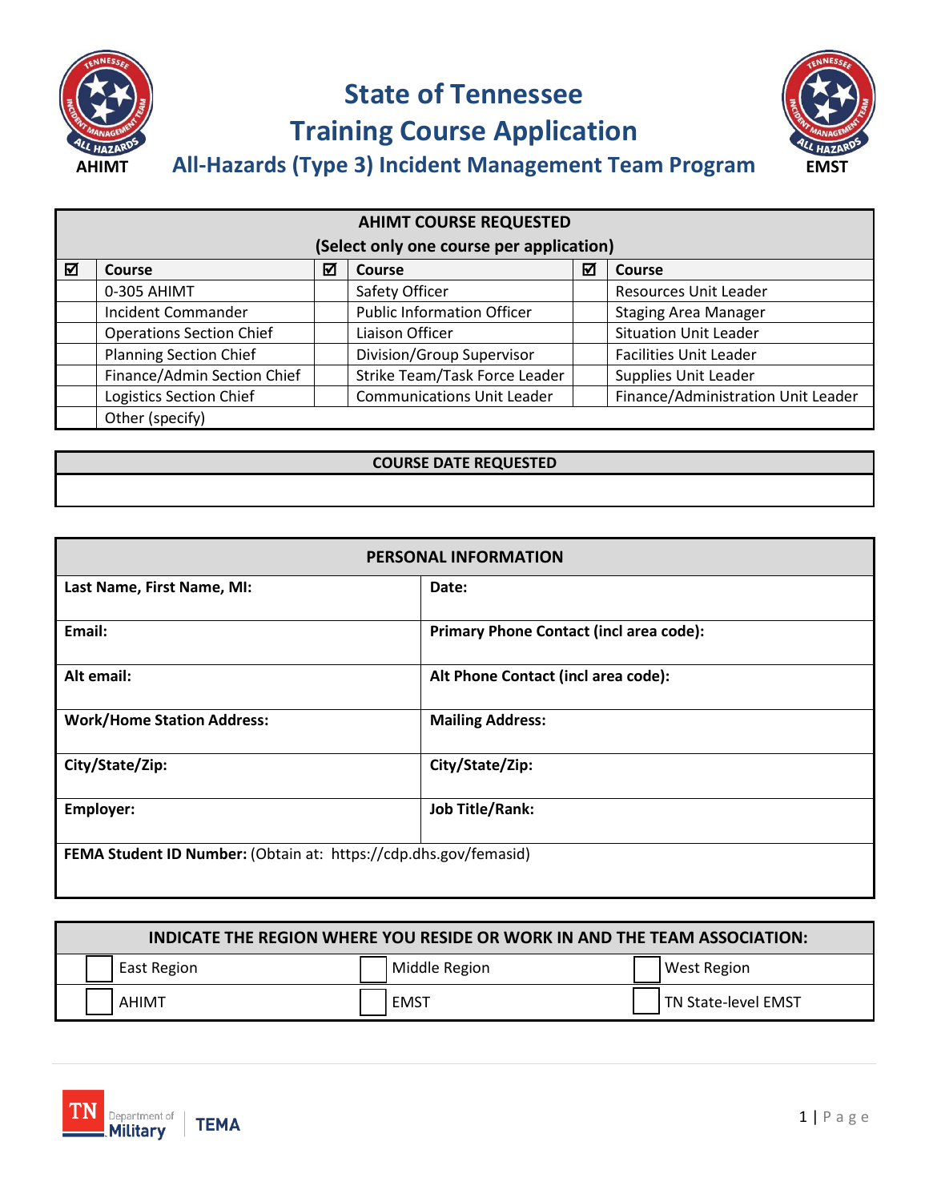AHIMT

# State of Tennessee
# Training Course Application
## All-Hazards (Type 3) Incident Management Team Program

EMST

| AHIMT COURSE REQUESTED (Select only one course per application) | | | | | |
|---|---|---|---|---|---|
| ☑ | Course | ☑ | Course | ☑ | Course |
| | 0-305 AHIMT | | Safety Officer | | Resources Unit Leader |
| | Incident Commander | | Public Information Officer | | Staging Area Manager |
| | Operations Section Chief | | Liaison Officer | | Situation Unit Leader |
| | Planning Section Chief | | Division/Group Supervisor | | Facilities Unit Leader |
| | Finance/Admin Section Chief | | Strike Team/Task Force Leader | | Supplies Unit Leader |
| | Logistics Section Chief | | Communications Unit Leader | | Finance/Administration Unit Leader |
| | Other (specify) | | | | |

| COURSE DATE REQUESTED |
|---|
| |

| PERSONAL INFORMATION | |
|---|---|
| **Last Name, First Name, MI:** | **Date:** |
| **Email:** | **Primary Phone Contact (incl area code):** |
| **Alt email:** | **Alt Phone Contact (incl area code):** |
| **Work/Home Station Address:** | **Mailing Address:** |
| **City/State/Zip:** | **City/State/Zip:** |
| **Employer:** | **Job Title/Rank:** |
| **FEMA Student ID Number:** (Obtain at: https://cdp.dhs.gov/femasid) | |

| INDICATE THE REGION WHERE YOU RESIDE OR WORK IN AND THE TEAM ASSOCIATION: | | |
|---|---|---|
| ☐ East Region | ☐ Middle Region | ☐ West Region |
| ☐ AHIMT | ☐ EMST | ☐ TN State-level EMST |

TN Department of Military | TEMA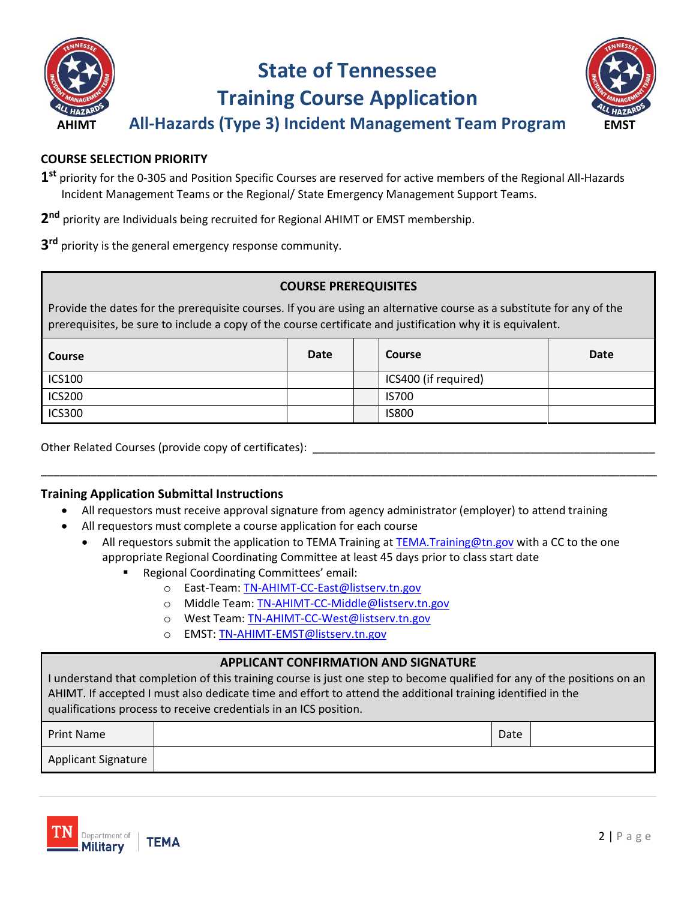# State of Tennessee
# Training Course Application

AHIMT

## All-Hazards (Type 3) Incident Management Team Program

EMST

**COURSE SELECTION PRIORITY**

**1st** priority for the 0-305 and Position Specific Courses are reserved for active members of the Regional All-Hazards Incident Management Teams or the Regional/ State Emergency Management Support Teams.

**2nd** priority are Individuals being recruited for Regional AHIMT or EMST membership.

**3rd** priority is the general emergency response community.

**COURSE PREREQUISITES**

Provide the dates for the prerequisite courses. If you are using an alternative course as a substitute for any of the prerequisites, be sure to include a copy of the course certificate and justification why it is equivalent.

| Course | Date | | Course | Date |
|---|---|---|---|---|
| ICS100 | | | ICS400 (if required) | |
| ICS200 | | | IS700 | |
| ICS300 | | | IS800 | |

Other Related Courses (provide copy of certificates): ____________________________________________

____________________________________________________________________________________________

**Training Application Submittal Instructions**

- All requestors must receive approval signature from agency administrator (employer) to attend training
- All requestors must complete a course application for each course
  - All requestors submit the application to TEMA Training at TEMA.Training@tn.gov with a CC to the one appropriate Regional Coordinating Committee at least 45 days prior to class start date
    - Regional Coordinating Committees' email:
      - East-Team: TN-AHIMT-CC-East@listserv.tn.gov
      - Middle Team: TN-AHIMT-CC-Middle@listserv.tn.gov
      - West Team: TN-AHIMT-CC-West@listserv.tn.gov
      - EMST: TN-AHIMT-EMST@listserv.tn.gov

**APPLICANT CONFIRMATION AND SIGNATURE**

I understand that completion of this training course is just one step to become qualified for any of the positions on an AHIMT. If accepted I must also dedicate time and effort to attend the additional training identified in the qualifications process to receive credentials in an ICS position.

| Print Name | | Date | |
|---|---|---|---|
| Applicant Signature | | | |

TN Department of Military | TEMA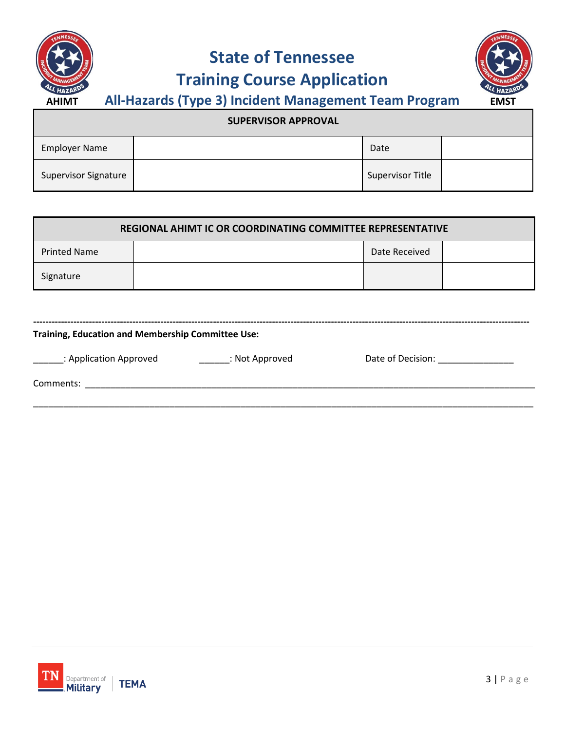# State of Tennessee
# Training Course Application

AHIMT

## All-Hazards (Type 3) Incident Management Team Program

EMST

| SUPERVISOR APPROVAL | | | |
|---|---|---|---|
| Employer Name | | Date | |
| Supervisor Signature | | Supervisor Title | |

| REGIONAL AHIMT IC OR COORDINATING COMMITTEE REPRESENTATIVE | | | |
|---|---|---|---|
| Printed Name | | Date Received | |
| Signature | | | |

---

**Training, Education and Membership Committee Use:**

______: Application Approved ______: Not Approved Date of Decision: _______________

Comments: ____________________________________________________________________________________________

____________________________________________________________________________________________________